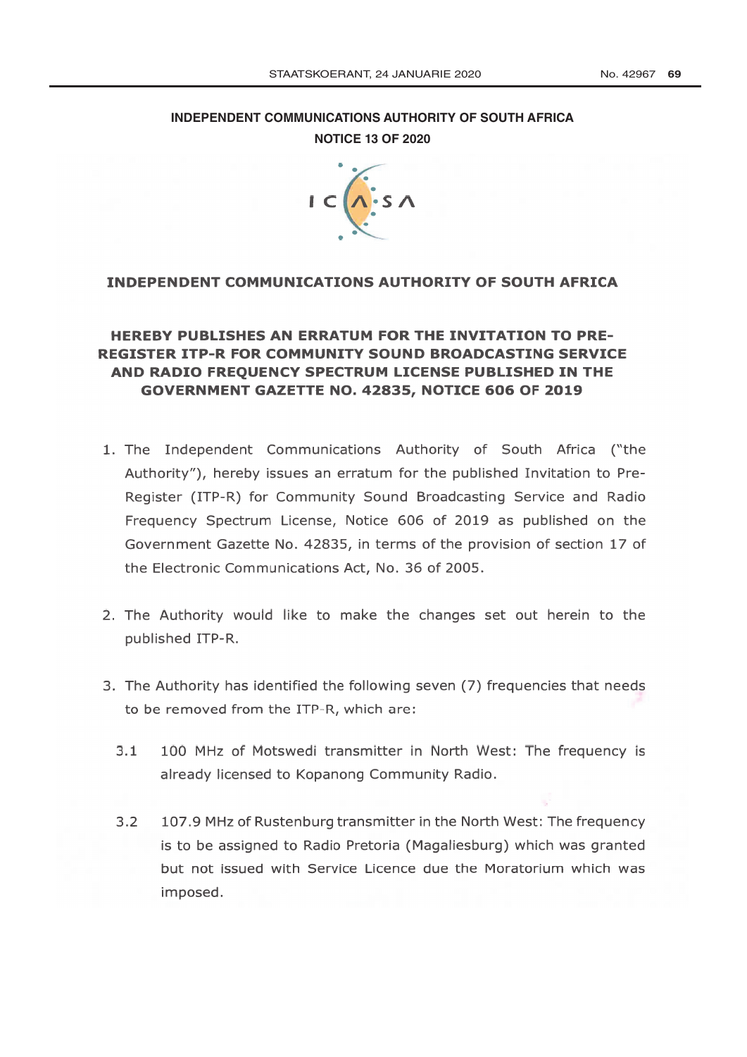**INDEPENDENT COMMUNICATIONS AUTHORITY OF SOUTH AFRICA**

**NOTICE 13 OF 2020**

# INDEPENDENT COMMUNICATIONS AUTHORITY OF SOUTH AFRICA

## HEREBY PUBLISHES AN ERRATUM FOR THE INVITATION TO PRE-REGISTER ITP-R FOR COMMUNITY SOUND BROADCASTING SERVICE AND RADIO FREQUENCY SPECTRUM LICENSE PUBLISHED IN THE GOVERNMENT GAZETTE NO. 42835, NOTICE 606 OF 2019

1. The Independent Communications Authority of South Africa ("the Authority"), hereby issues an erratum for the published Invitation to Pre-Register (ITP-R) for Community Sound Broadcasting Service and Radio Frequency Spectrum License, Notice 606 of 2019 as published on the Government Gazette No. 42835, in terms of the provision of section 17 of the Electronic Communications Act, No. 36 of 2005.

2. The Authority would like to make the changes set out herein to the published ITP-R.

3. The Authority has identified the following seven (7) frequencies that needs to be removed from the ITP-R, which are:

   3.1 100 MHz of Motswedi transmitter in North West: The frequency is already licensed to Kopanong Community Radio.

   3.2 107.9 MHz of Rustenburg transmitter in the North West: The frequency is to be assigned to Radio Pretoria (Magaliesburg) which was granted but not issued with Service Licence due the Moratorium which was imposed.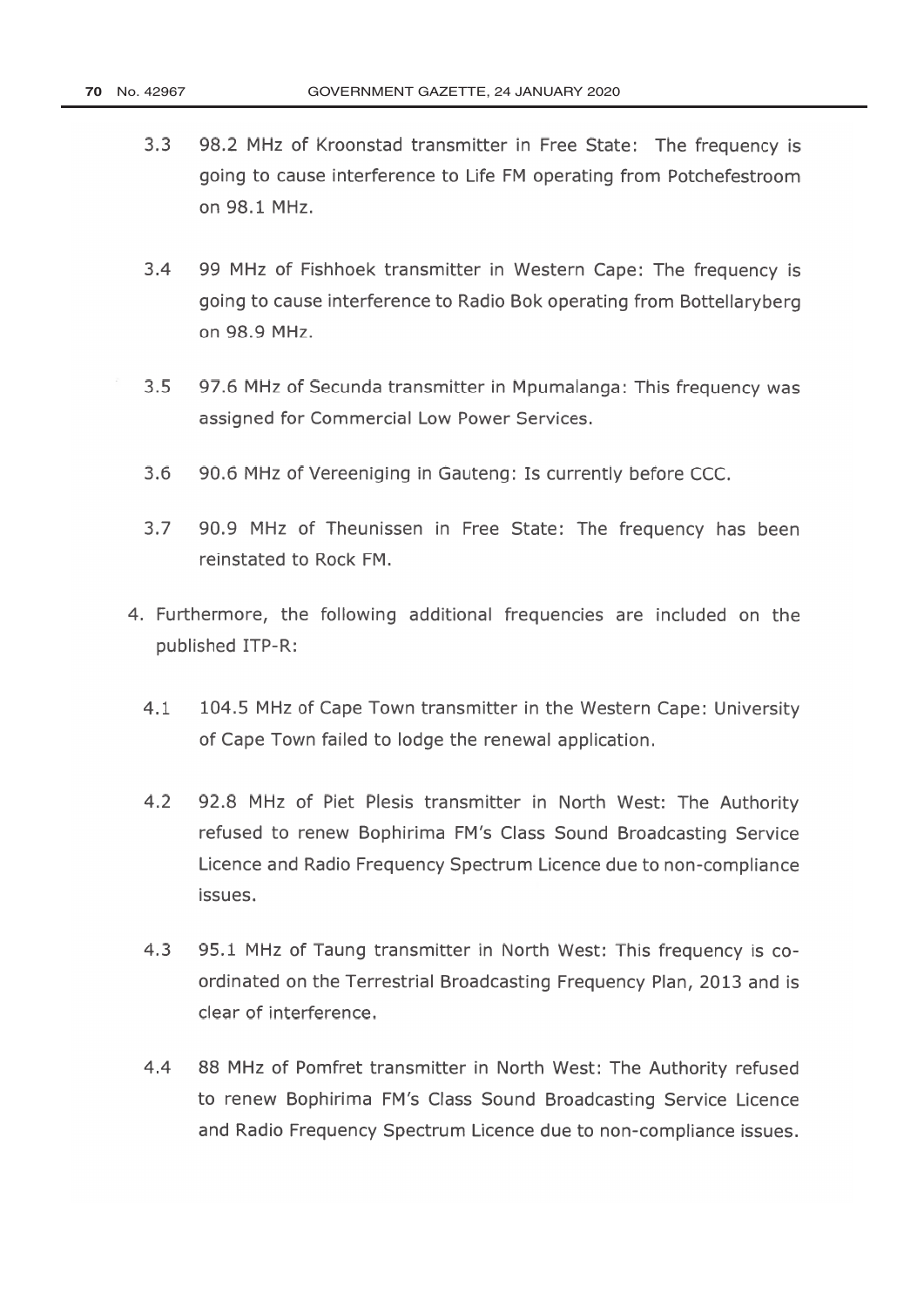3.3 98.2 MHz of Kroonstad transmitter in Free State: The frequency is going to cause interference to Life FM operating from Potchefestroom on 98.1 MHz.

3.4 99 MHz of Fishhoek transmitter in Western Cape: The frequency is going to cause interference to Radio Bok operating from Bottellaryberg on 98.9 MHz.

3.5 97.6 MHz of Secunda transmitter in Mpumalanga: This frequency was assigned for Commercial Low Power Services.

3.6 90.6 MHz of Vereeniging in Gauteng: Is currently before CCC.

3.7 90.9 MHz of Theunissen in Free State: The frequency has been reinstated to Rock FM.

4. Furthermore, the following additional frequencies are included on the published ITP-R:

4.1 104.5 MHz of Cape Town transmitter in the Western Cape: University of Cape Town failed to lodge the renewal application.

4.2 92.8 MHz of Piet Plesis transmitter in North West: The Authority refused to renew Bophirima FM's Class Sound Broadcasting Service Licence and Radio Frequency Spectrum Licence due to non-compliance issues.

4.3 95.1 MHz of Taung transmitter in North West: This frequency is co-ordinated on the Terrestrial Broadcasting Frequency Plan, 2013 and is clear of interference.

4.4 88 MHz of Pomfret transmitter in North West: The Authority refused to renew Bophirima FM's Class Sound Broadcasting Service Licence and Radio Frequency Spectrum Licence due to non-compliance issues.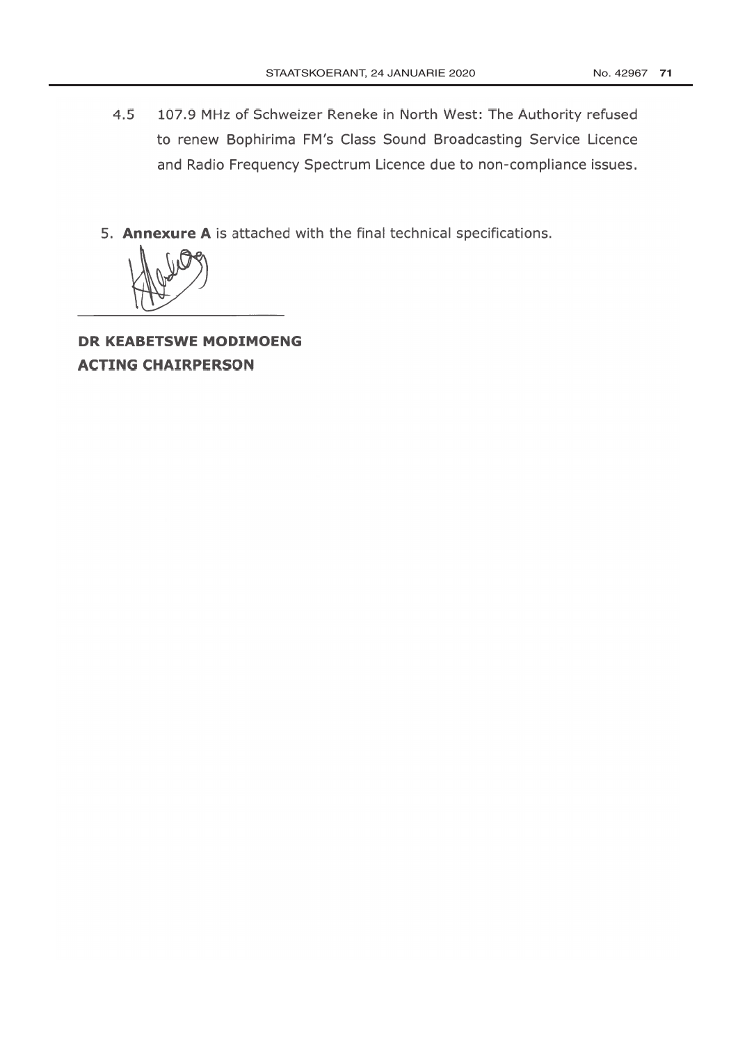4.5 107.9 MHz of Schweizer Reneke in North West: The Authority refused to renew Bophirima FM's Class Sound Broadcasting Service Licence and Radio Frequency Spectrum Licence due to non-compliance issues.

5. **Annexure A** is attached with the final technical specifications.

**DR KEABETSWE MODIMOENG**
**ACTING CHAIRPERSON**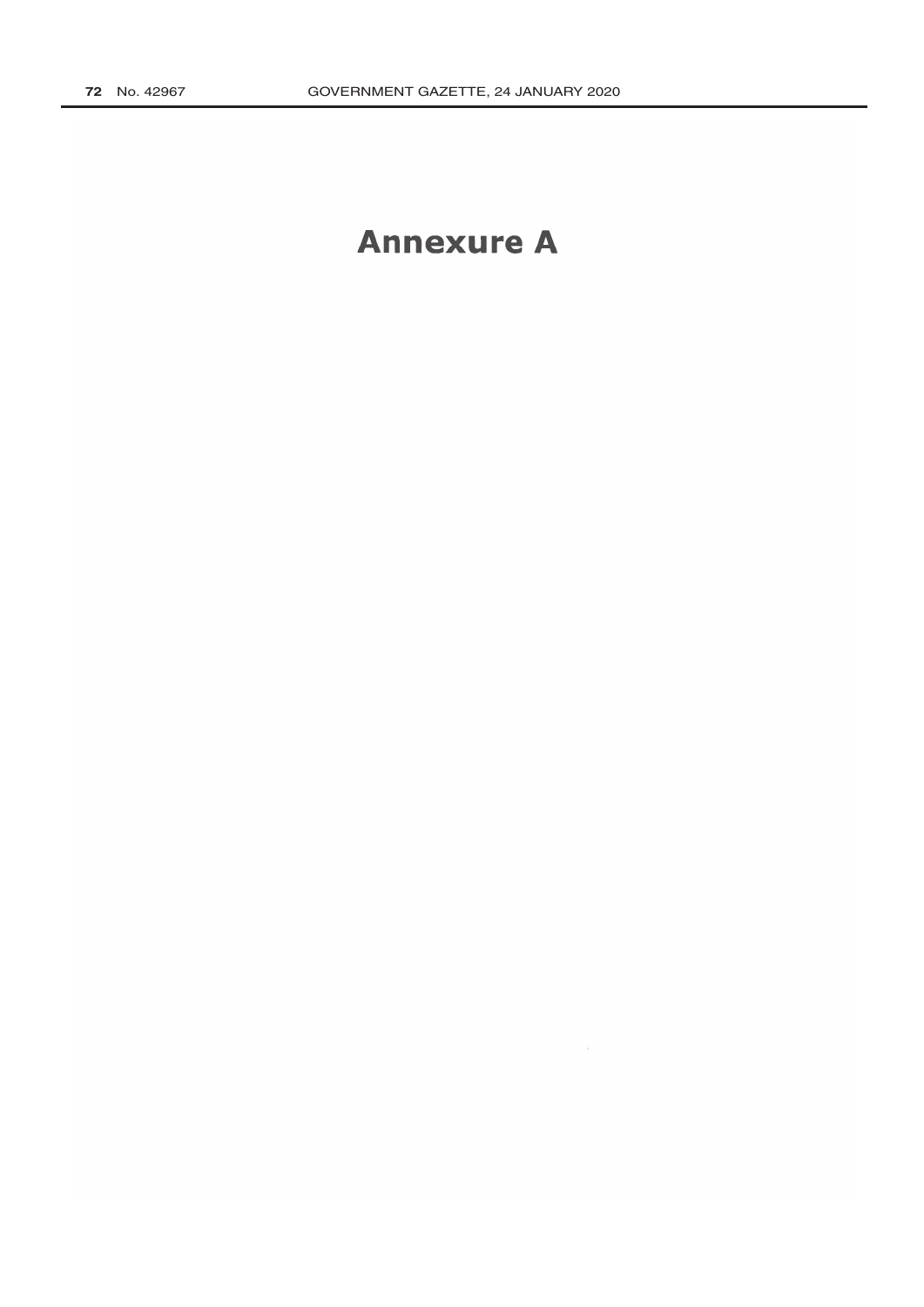# Annexure A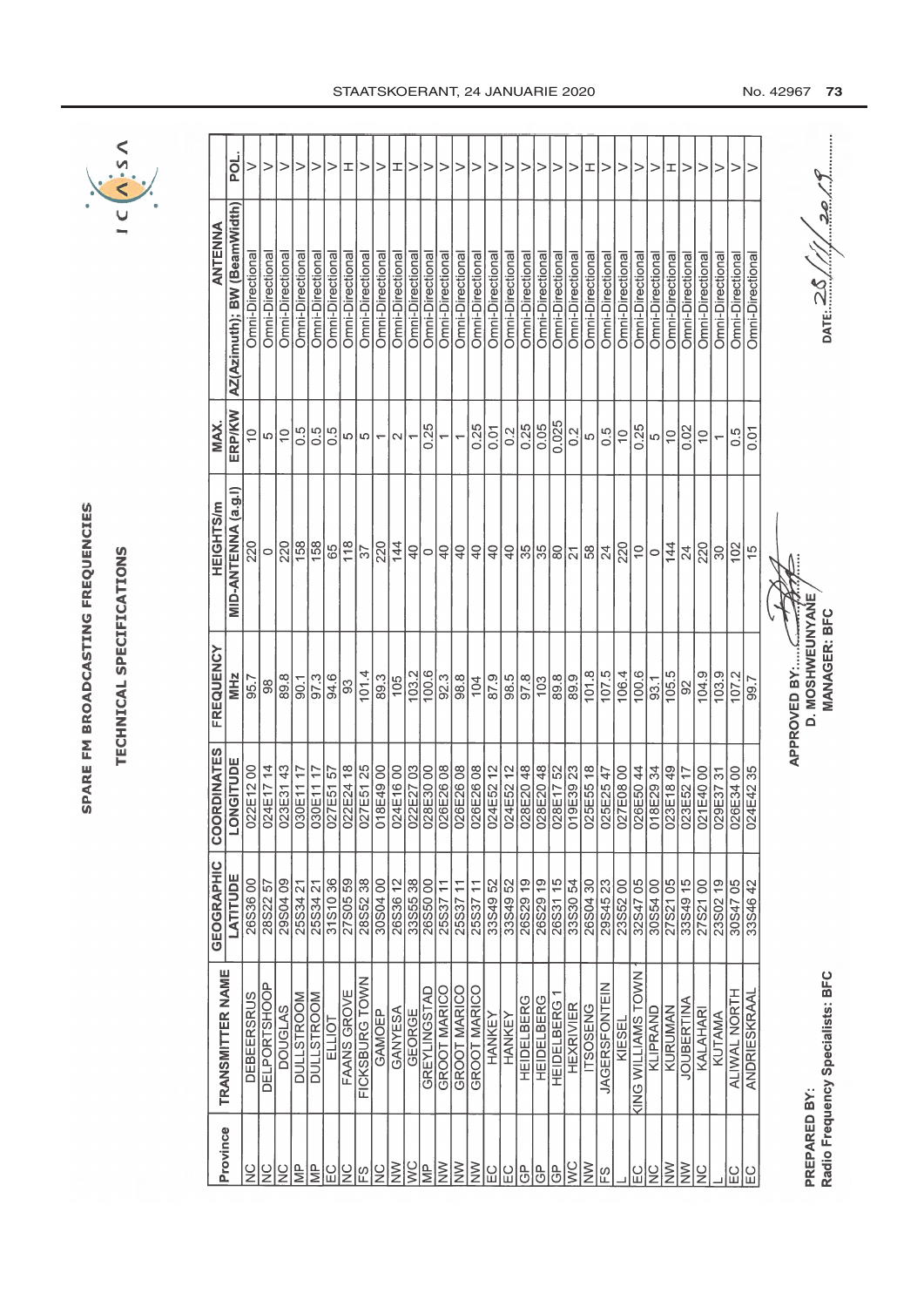# SPARE FM BROADCASTING FREQUENCIES

## TECHNICAL SPECIFICATIONS

| Province | TRANSMITTER NAME | GEOGRAPHIC COORDINATES | | FREQUENCY | HEIGHTS/m | MAX. | ANTENNA | |
|---|---|---|---|---|---|---|---|---|
| | | LATITUDE | LONGITUDE | MHz | MID-ANTENNA (a.g.l) | ERP/KW | AZ(Azimuth); BW (BeamWidth) | POL. |
| NC | DEBEERSRUS | 26S36 00 | 022E12 00 | 95.7 | 220 | 10 | Omni-Directional | V |
| NC | DELPORTSHOOP | 28S22 57 | 024E17 14 | 98 | 0 | 5 | Omni-Directional | V |
| NC | DOUGLAS | 29S04 09 | 023E31 43 | 89.8 | 220 | 10 | Omni-Directional | V |
| MP | DULLSTROOM | 25S34 21 | 030E11 17 | 90.1 | 158 | 0.5 | Omni-Directional | V |
| MP | DULLSTROOM | 25S34 21 | 030E11 17 | 97.3 | 158 | 0.5 | Omni-Directional | V |
| EC | ELLIOT | 31S10 36 | 027E51 57 | 94.6 | 65 | 0.5 | Omni-Directional | V |
| NC | FAANS GROVE | 27S05 59 | 022E24 18 | 93 | 118 | 5 | Omni-Directional | H |
| FS | FICKSBURG TOWN | 28S52 38 | 027E51 25 | 101.4 | 37 | 5 | Omni-Directional | V |
| NC | GAMOEP | 30S04 00 | 018E49 00 | 89.3 | 220 | 1 | Omni-Directional | V |
| NW | GANYESA | 26S36 12 | 024E16 00 | 105 | 144 | 2 | Omni-Directional | H |
| WC | GEORGE | 33S55 38 | 022E27 03 | 103.2 | 40 | 1 | Omni-Directional | V |
| MP | GREYLINGSTAD | 26S50 00 | 028E30 00 | 100.6 | 0 | 0.25 | Omni-Directional | V |
| NW | GROOT MARICO | 25S37 11 | 026E26 08 | 92.3 | 40 | 1 | Omni-Directional | V |
| NW | GROOT MARICO | 25S37 11 | 026E26 08 | 98.8 | 40 | 1 | Omni-Directional | V |
| NW | GROOT MARICO | 25S37 11 | 026E26 08 | 104 | 40 | 0.25 | Omni-Directional | V |
| EC | HANKEY | 33S49 52 | 024E52 12 | 87.9 | 40 | 0.01 | Omni-Directional | V |
| EC | HANKEY | 33S49 52 | 024E52 12 | 98.5 | 40 | 0.2 | Omni-Directional | V |
| GP | HEIDELBERG | 26S29 19 | 028E20 48 | 97.8 | 35 | 0.25 | Omni-Directional | V |
| GP | HEIDELBERG | 26S29 19 | 028E20 48 | 103 | 35 | 0.05 | Omni-Directional | V |
| GP | HEIDELBERG 1 | 26S31 15 | 028E17 52 | 89.8 | 80 | 0.025 | Omni-Directional | V |
| WC | HEXRIVIER | 33S30 54 | 019E39 23 | 89.9 | 21 | 0.2 | Omni-Directional | V |
| NW | ITSOSENG | 26S04 30 | 025E55 18 | 101.8 | 58 | 5 | Omni-Directional | H |
| FS | JAGERSFONTEIN | 29S45 23 | 025E25 47 | 107.5 | 24 | 0.5 | Omni-Directional | V |
| L | KIESEL | 23S52 00 | 027E08 00 | 106.4 | 220 | 10 | Omni-Directional | V |
| EC | KING WILLIAMS TOWN 1 | 32S47 05 | 026E50 44 | 100.6 | 10 | 0.25 | Omni-Directional | V |
| NC | KLIPRAND | 30S54 00 | 018E29 34 | 93.1 | 0 | 5 | Omni-Directional | V |
| NW | KURUMAN | 27S21 05 | 023E18 49 | 105.5 | 144 | 10 | Omni-Directional | H |
| NC | JOUBERTINA | 33S49 15 | 023E52 17 | 92 | 24 | 0.02 | Omni-Directional | V |
| NC | KALAHARI | 27S21 00 | 021E40 00 | 104.9 | 220 | 10 | Omni-Directional | V |
| L | KUTAMA | 23S02 19 | 029E37 31 | 103.9 | 30 | 1 | Omni-Directional | V |
| EC | ALIWAL NORTH | 30S47 05 | 026E34 00 | 107.2 | 102 | 0.5 | Omni-Directional | V |
| EC | ANDRIESKRAAL | 33S46 42 | 024E42 35 | 99.7 | 15 | 0.01 | Omni-Directional | V |

PREPARED BY:
Radio Frequency Specialists: BFC

APPROVED BY: ..........
D. MOSHWEUNYANE
MANAGER: BFC

DATE: 28/11/2019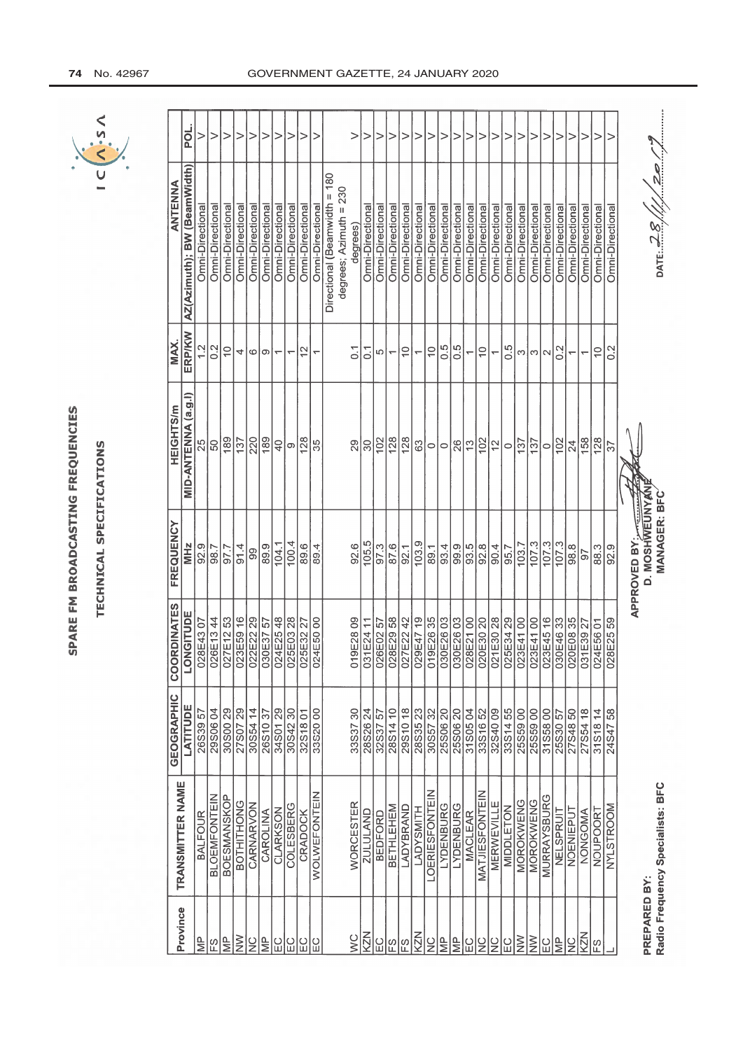# SPARE FM BROADCASTING FREQUENCIES

## TECHNICAL SPECIFICATIONS

| Province | TRANSMITTER NAME | GEOGRAPHIC | COORDINATES | FREQUENCY | HEIGHTS/m | MAX. | ANTENNA | |
|---|---|---|---|---|---|---|---|---|
| | | LATITUDE | LONGITUDE | MHz | MID-ANTENNA (a.g.l) | ERP/KW | AZ(Azimuth); BW (BeamWidth) | POL. |
| MP | BALFOUR | 26S39 57 | 028E43 07 | 92.9 | 25 | 1.2 | Omni-Directional | V |
| FS | BLOEMFONTEIN | 29S06 04 | 026E13 44 | 98.7 | 50 | 0.2 | Omni-Directional | V |
| MP | BOESMANSKOP | 30S00 29 | 027E12 53 | 97.7 | 189 | 10 | Omni-Directional | V |
| NW | BOTHITHONG | 27S07 29 | 023E59 16 | 91.4 | 137 | 4 | Omni-Directional | V |
| NC | CARNARVON | 30S54 14 | 022E22 29 | 99 | 220 | 6 | Omni-Directional | V |
| MP | CAROLINA | 26S10 37 | 030E37 57 | 89.9 | 189 | 9 | Omni-Directional | V |
| EC | CLARKSON | 34S01 29 | 024E25 48 | 104.1 | 40 | 1 | Omni-Directional | V |
| EC | COLESBERG | 30S42 30 | 025E03 28 | 100.4 | 9 | 1 | Omni-Directional | V |
| EC | CRADOCK | 32S18 01 | 025E32 27 | 89.6 | 128 | 12 | Omni-Directional | V |
| EC | WOLWEFONTEIN | 33S20 00 | 024E50 00 | 89.4 | 35 | 1 | Omni-Directional | V |
| WC | WORCESTER | 33S37 30 | 019E28 09 | 92.6 | 29 | 0.1 | Directional (Beamwidth = 180 degrees; Azimuth = 230 degrees) | V |
| KZN | ZULULAND | 28S26 24 | 031E24 11 | 105.5 | 30 | 0.1 | Omni-Directional | V |
| EC | BEDFORD | 32S37 57 | 026E02 57 | 97.3 | 102 | 5 | Omni-Directional | V |
| FS | BETHLEHEM | 28S14 10 | 028E29 58 | 87.6 | 128 | 1 | Omni-Directional | V |
| FS | LADYBRAND | 29S10 18 | 027E22 42 | 92.1 | 128 | 10 | Omni-Directional | V |
| KZN | LADYSMITH | 28S35 23 | 029E47 19 | 103.9 | 63 | 1 | Omni-Directional | V |
| NC | LOERIESFONTEIN | 30S57 32 | 019E26 35 | 89.1 | 0 | 10 | Omni-Directional | V |
| MP | LYDENBURG | 25S06 20 | 030E26 03 | 93.4 | 0 | 0.5 | Omni-Directional | V |
| MP | LYDENBURG | 25S06 20 | 030E26 03 | 99.9 | 26 | 0.5 | Omni-Directional | V |
| EC | MACLEAR | 31S05 04 | 028E21 00 | 93.5 | 13 | 1 | Omni-Directional | V |
| NC | MATJIESFONTEIN | 33S16 52 | 020E30 20 | 92.8 | 102 | 10 | Omni-Directional | V |
| NC | MERWEVILLE | 32S40 09 | 021E30 28 | 90.4 | 12 | 1 | Omni-Directional | V |
| EC | MIDDLETON | 33S14 55 | 025E34 29 | 95.7 | 0 | 0.5 | Omni-Directional | V |
| NW | MOROKWENG | 25S59 00 | 023E41 00 | 103.7 | 137 | 3 | Omni-Directional | V |
| NW | MOROKWENG | 25S59 00 | 023E41 00 | 107.3 | 137 | 3 | Omni-Directional | V |
| EC | MURRAYSBURG | 31S58 00 | 023E45 16 | 107.3 | 0 | 2 | Omni-Directional | V |
| MP | NELSPRUIT | 25S30 57 | 030E46 33 | 107.3 | 102 | 0.2 | Omni-Directional | V |
| NC | NOENIEPUT | 27S48 50 | 020E08 35 | 98.8 | 24 | 1 | Omni-Directional | V |
| KZN | NONGOMA | 27S54 18 | 031E39 27 | 97 | 158 | 1 | Omni-Directional | V |
| FS | NOUPOORT | 31S18 14 | 024E56 01 | 88.3 | 128 | 10 | Omni-Directional | V |
| L | NYLSTROOM | 24S47 58 | 028E25 59 | 92.9 | 37 | 0.2 | Omni-Directional | V |

PREPARED BY:
Radio Frequency Specialists: BFC

APPROVED BY: ...........
D. MOSHWEUNYANE
MANAGER: BFC

DATE: 28/11/2019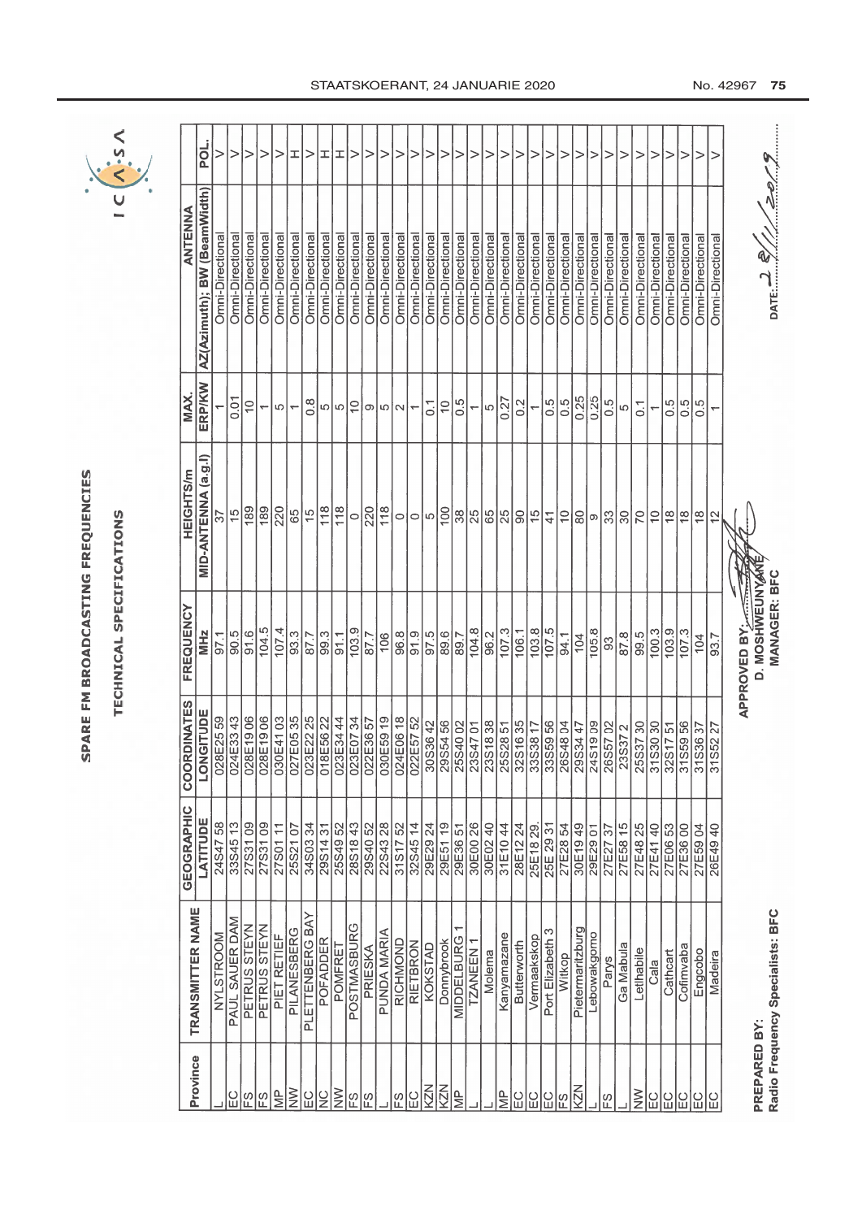# SPARE FM BROADCASTING FREQUENCIES

## TECHNICAL SPECIFICATIONS

| Province | TRANSMITTER NAME | GEOGRAPHIC LATITUDE | COORDINATES LONGITUDE | FREQUENCY MHz | HEIGHTS/m MID-ANTENNA (a.g.l) | MAX. ERP/KW | ANTENNA AZ(Azimuth); BW (BeamWidth) | POL. |
|---|---|---|---|---|---|---|---|---|
| L | NYLSTROOM | 24S47 58 | 028E25 59 | 97.1 | 37 | 1 | Omni-Directional | V |
| EC | PAUL SAUER DAM | 33S45 13 | 024E33 43 | 90.5 | 15 | 0.01 | Omni-Directional | V |
| FS | PETRUS STEYN | 27S31 09 | 028E19 06 | 91.6 | 189 | 10 | Omni-Directional | V |
| FS | PETRUS STEYN | 27S31 09 | 028E19 06 | 104.5 | 189 | 1 | Omni-Directional | V |
| MP | PIET RETIEF | 27S01 11 | 030E41 03 | 107.4 | 220 | 5 | Omni-Directional | V |
| NW | PILANESBERG | 25S21 07 | 027E05 35 | 93.3 | 65 | 1 | Omni-Directional | H |
| EC | PLETTENBERG BAY | 34S03 34 | 023E22 25 | 87.7 | 15 | 0.8 | Omni-Directional | V |
| NC | POFADDER | 29S14 31 | 018E56 22 | 99.3 | 118 | 5 | Omni-Directional | H |
| NW | POMFRET | 25S49 52 | 023E34 44 | 91.1 | 118 | 5 | Omni-Directional | H |
| FS | POSTMASBURG | 28S18 43 | 023E07 34 | 103.9 | 0 | 10 | Omni-Directional | V |
| FS | PRIESKA | 29S40 52 | 022E36 57 | 87.7 | 220 | 9 | Omni-Directional | V |
| L | PUNDA MARIA | 22S43 28 | 030E59 19 | 106 | 118 | 5 | Omni-Directional | V |
| FS | RICHMOND | 31S17 52 | 024E06 18 | 96.8 | 0 | 2 | Omni-Directional | V |
| EC | RIETBRON | 32S45 14 | 022E57 52 | 91.9 | 0 | 1 | Omni-Directional | V |
| KZN | KOKSTAD | 29E29 24 | 30S36 42 | 97.5 | 5 | 0.1 | Omni-Directional | V |
| KZN | Donnybrook | 29E51 19 | 29S54 56 | 89.6 | 100 | 10 | Omni-Directional | V |
| MP | MIDDELBURG 1 | 29E36 51 | 25S40 02 | 89.7 | 38 | 0.5 | Omni-Directional | V |
| L | TZANEEN 1 | 30E00 26 | 23S47 01 | 104.8 | 25 | 1 | Omni-Directional | V |
| L | Molema | 30E02 40 | 23S18 38 | 96.2 | 65 | 5 | Omni-Directional | V |
| MP | Kanyamazane | 31E10 44 | 25S28 51 | 107.3 | 25 | 0.27 | Omni-Directional | V |
| EC | Butterworth | 28E12 24 | 32S16 35 | 106.1 | 90 | 0.2 | Omni-Directional | V |
| EC | Vermaakskop | 25E18 29. | 33S38 17 | 103.8 | 15 | 1 | Omni-Directional | V |
| EC | Port Elizabeth 3 | 25E 29 31 | 33S59 56 | 107.5 | 41 | 0.5 | Omni-Directional | V |
| FS | Witkop | 27E28 54 | 26S48 04 | 94.1 | 10 | 0.5 | Omni-Directional | V |
| KZN | Pietermaritzburg | 30E19 49 | 29S34 47 | 104 | 80 | 0.25 | Omni-Directional | V |
| L | Lebowakgomo | 29E29 01 | 24S19 09 | 105.8 | 9 | 0.25 | Omni-Directional | V |
| FS | Parys | 27E27 37 | 26S57 02 | 93 | 33 | 0.5 | Omni-Directional | V |
| L | Ga Mabula | 27E58 15 | 23S37 2 | 87.8 | 30 | 5 | Omni-Directional | V |
| NW | Letlhabile | 27E48 25 | 25S37 30 | 99.5 | 70 | 0.1 | Omni-Directional | V |
| EC | Cala | 27E41 40 | 31S30 30 | 100.3 | 10 | 1 | Omni-Directional | V |
| EC | Cathcart | 27E06 53 | 32S17 51 | 103.9 | 18 | 0.5 | Omni-Directional | V |
| EC | Cofimvaba | 27E36 00 | 31S59 56 | 107.3 | 18 | 0.5 | Omni-Directional | V |
| EC | Engcobo | 27E59 04 | 31S36 37 | 104 | 18 | 0.5 | Omni-Directional | V |
| EC | Madeira | 26E49 40 | 31S52 27 | 93.7 | 12 | 1 | Omni-Directional | V |

PREPARED BY:
Radio Frequency Specialists: BFC

APPROVED BY: ..........
D. MOSHWEUNYANE
MANAGER: BFC

DATE: 28/11/2019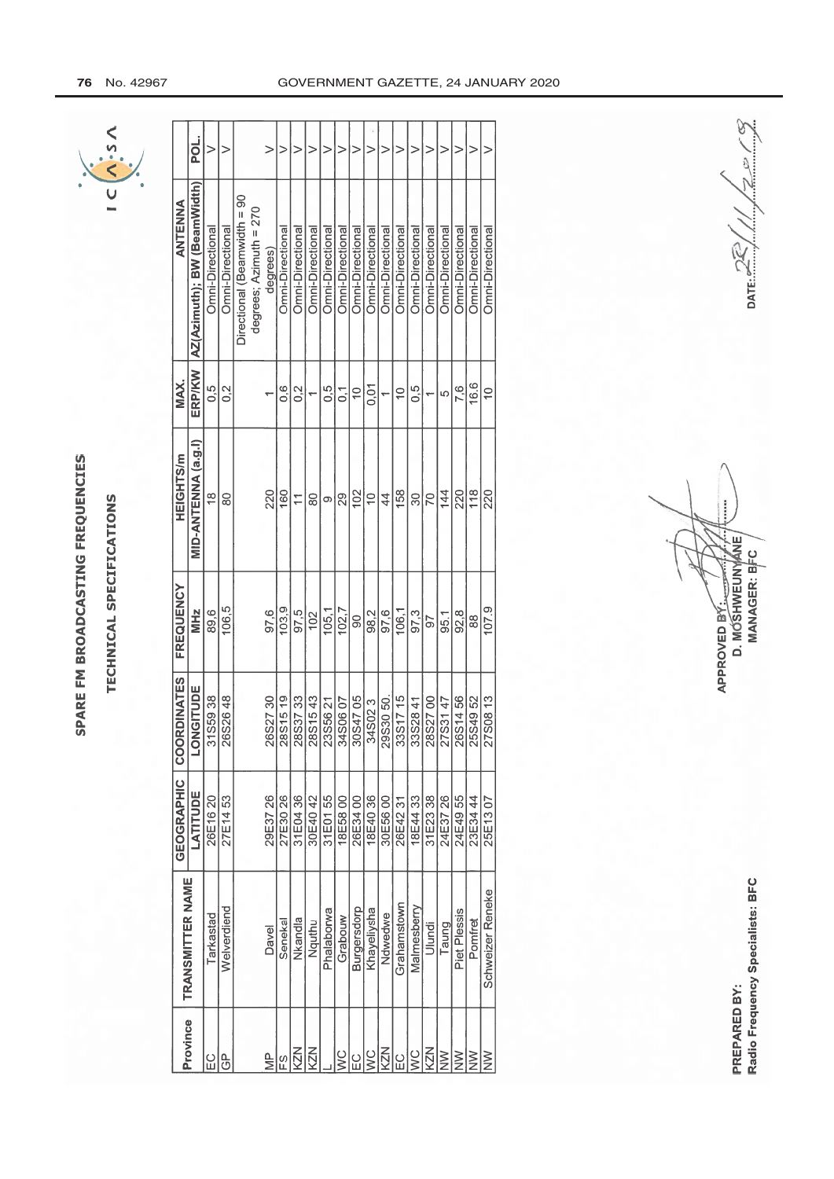# SPARE FM BROADCASTING FREQUENCIES

## TECHNICAL SPECIFICATIONS

ICASA

| Province | TRANSMITTER NAME | GEOGRAPHIC LATITUDE | COORDINATES LONGITUDE | FREQUENCY MHz | HEIGHTS/m MID-ANTENNA (a.g.l) | MAX. ERP/KW | ANTENNA AZ(Azimuth); BW (BeamWidth) | POL. |
|---|---|---|---|---|---|---|---|---|
| EC | Tarkastad | 26E16 20 | 31S59 38 | 89,6 | 18 | 0,5 | Omni-Directional | V |
| GP | Welverdiend | 27E14 53 | 26S26 48 | 106,5 | 80 | 0,2 | Omni-Directional | V |
| MP | Davel | 29E37 26 | 26S27 30 | 97,6 | 220 | 1 | Directional (Beamwidth = 90 degrees; Azimuth = 270 degrees) | V |
| FS | Senekal | 27E30 26 | 28S15 19 | 103,9 | 160 | 0,6 | Omni-Directional | V |
| KZN | Nkandla | 31E04 36 | 28S37 33 | 97,5 | 11 | 0,2 | Omni-Directional | V |
| KZN | Nquthu | 30E40 42 | 28S15 43 | 102 | 80 | 1 | Omni-Directional | V |
| L | Phalaborwa | 31E01 55 | 23S56 21 | 105,1 | 9 | 0,5 | Omni-Directional | V |
| WC | Grabouw | 18E58 00 | 34S06 07 | 102,7 | 29 | 0,1 | Omni-Directional | V |
| EC | Burgersdorp | 26E34 00 | 30S47 05 | 90 | 102 | 10 | Omni-Directional | V |
| WC | Khayelitsha | 18E40 36 | 34S02 3 | 98,2 | 10 | 0,01 | Omni-Directional | V |
| KZN | Ndwedwe | 30E56 00 | 29S30 50 | 97,6 | 44 | 1 | Omni-Directional | V |
| EC | Grahamstown | 26E42 31 | 33S17 15 | 106,1 | 158 | 10 | Omni-Directional | V |
| WC | Malmesberry | 18E44 33 | 33S28 41 | 97,3 | 30 | 0,5 | Omni-Directional | V |
| KZN | Ulundi | 31E23 38 | 28S27 00 | 97 | 70 | 1 | Omni-Directional | V |
| NW | Taung | 24E37 26 | 27S31 47 | 95,1 | 144 | 5 | Omni-Directional | V |
| NW | Piet Plessis | 24E49 55 | 26S14 56 | 92,8 | 220 | 7,6 | Omni-Directional | V |
| NW | Pomfret | 23E34 44 | 25S49 52 | 88 | 118 | 16,6 | Omni-Directional | V |
| NW | Schweizer Reneke | 25E13 07 | 27S08 13 | 107,9 | 220 | 10 | Omni-Directional | V |

PREPARED BY:
Radio Frequency Specialists: BFC

APPROVED BY: ..................
D. MOSHWEUNYANE
MANAGER: BFC

DATE: 22/11/2019